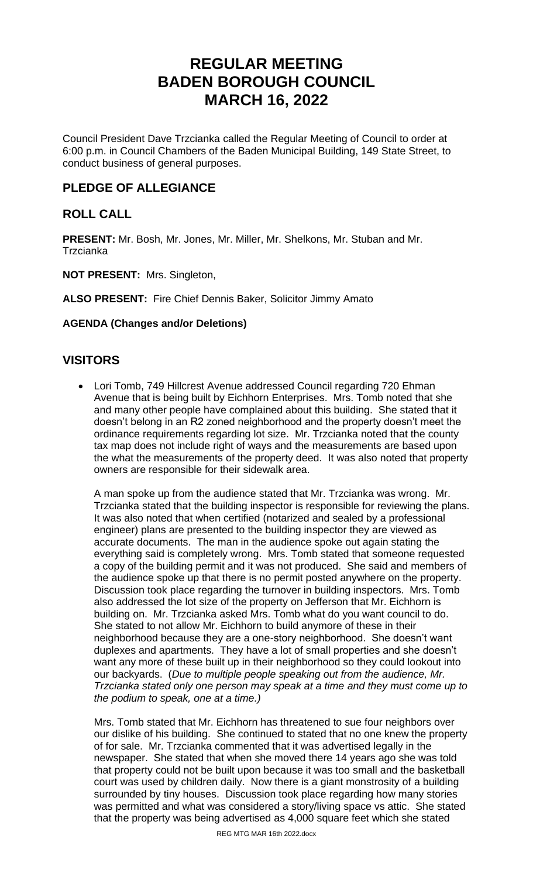# REGULAR MEETING
# BADEN BOROUGH COUNCIL
# MARCH 16, 2022

Council President Dave Trzcianka called the Regular Meeting of Council to order at 6:00 p.m. in Council Chambers of the Baden Municipal Building, 149 State Street, to conduct business of general purposes.

## PLEDGE OF ALLEGIANCE

## ROLL CALL

**PRESENT:** Mr. Bosh, Mr. Jones, Mr. Miller, Mr. Shelkons, Mr. Stuban and Mr. Trzcianka

**NOT PRESENT:** Mrs. Singleton,

**ALSO PRESENT:** Fire Chief Dennis Baker, Solicitor Jimmy Amato

**AGENDA (Changes and/or Deletions)**

## VISITORS

- Lori Tomb, 749 Hillcrest Avenue addressed Council regarding 720 Ehman Avenue that is being built by Eichhorn Enterprises. Mrs. Tomb noted that she and many other people have complained about this building. She stated that it doesn't belong in an R2 zoned neighborhood and the property doesn't meet the ordinance requirements regarding lot size. Mr. Trzcianka noted that the county tax map does not include right of ways and the measurements are based upon the what the measurements of the property deed. It was also noted that property owners are responsible for their sidewalk area.

  A man spoke up from the audience stated that Mr. Trzcianka was wrong. Mr. Trzcianka stated that the building inspector is responsible for reviewing the plans. It was also noted that when certified (notarized and sealed by a professional engineer) plans are presented to the building inspector they are viewed as accurate documents. The man in the audience spoke out again stating the everything said is completely wrong. Mrs. Tomb stated that someone requested a copy of the building permit and it was not produced. She said and members of the audience spoke up that there is no permit posted anywhere on the property. Discussion took place regarding the turnover in building inspectors. Mrs. Tomb also addressed the lot size of the property on Jefferson that Mr. Eichhorn is building on. Mr. Trzcianka asked Mrs. Tomb what do you want council to do. She stated to not allow Mr. Eichhorn to build anymore of these in their neighborhood because they are a one-story neighborhood. She doesn't want duplexes and apartments. They have a lot of small properties and she doesn't want any more of these built up in their neighborhood so they could lookout into our backyards. (*Due to multiple people speaking out from the audience, Mr. Trzcianka stated only one person may speak at a time and they must come up to the podium to speak, one at a time.*)

  Mrs. Tomb stated that Mr. Eichhorn has threatened to sue four neighbors over our dislike of his building. She continued to stated that no one knew the property of for sale. Mr. Trzcianka commented that it was advertised legally in the newspaper. She stated that when she moved there 14 years ago she was told that property could not be built upon because it was too small and the basketball court was used by children daily. Now there is a giant monstrosity of a building surrounded by tiny houses. Discussion took place regarding how many stories was permitted and what was considered a story/living space vs attic. She stated that the property was being advertised as 4,000 square feet which she stated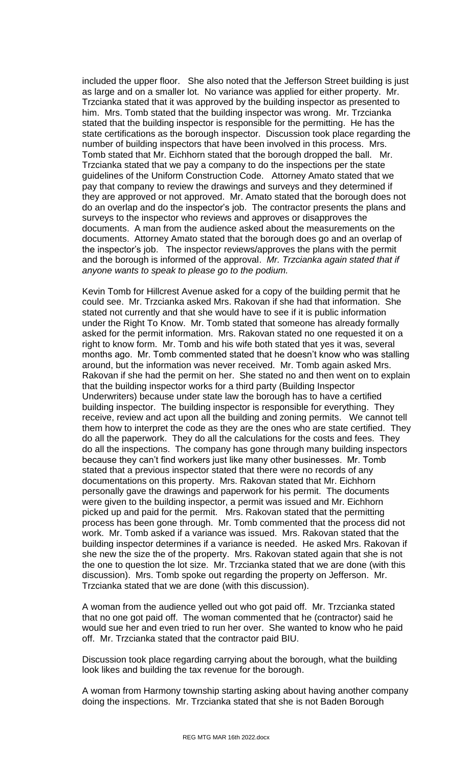included the upper floor. She also noted that the Jefferson Street building is just as large and on a smaller lot. No variance was applied for either property. Mr. Trzcianka stated that it was approved by the building inspector as presented to him. Mrs. Tomb stated that the building inspector was wrong. Mr. Trzcianka stated that the building inspector is responsible for the permitting. He has the state certifications as the borough inspector. Discussion took place regarding the number of building inspectors that have been involved in this process. Mrs. Tomb stated that Mr. Eichhorn stated that the borough dropped the ball. Mr. Trzcianka stated that we pay a company to do the inspections per the state guidelines of the Uniform Construction Code. Attorney Amato stated that we pay that company to review the drawings and surveys and they determined if they are approved or not approved. Mr. Amato stated that the borough does not do an overlap and do the inspector's job. The contractor presents the plans and surveys to the inspector who reviews and approves or disapproves the documents. A man from the audience asked about the measurements on the documents. Attorney Amato stated that the borough does go and an overlap of the inspector's job. The inspector reviews/approves the plans with the permit and the borough is informed of the approval. *Mr. Trzcianka again stated that if anyone wants to speak to please go to the podium.*

Kevin Tomb for Hillcrest Avenue asked for a copy of the building permit that he could see. Mr. Trzcianka asked Mrs. Rakovan if she had that information. She stated not currently and that she would have to see if it is public information under the Right To Know. Mr. Tomb stated that someone has already formally asked for the permit information. Mrs. Rakovan stated no one requested it on a right to know form. Mr. Tomb and his wife both stated that yes it was, several months ago. Mr. Tomb commented stated that he doesn't know who was stalling around, but the information was never received. Mr. Tomb again asked Mrs. Rakovan if she had the permit on her. She stated no and then went on to explain that the building inspector works for a third party (Building Inspector Underwriters) because under state law the borough has to have a certified building inspector. The building inspector is responsible for everything. They receive, review and act upon all the building and zoning permits. We cannot tell them how to interpret the code as they are the ones who are state certified. They do all the paperwork. They do all the calculations for the costs and fees. They do all the inspections. The company has gone through many building inspectors because they can't find workers just like many other businesses. Mr. Tomb stated that a previous inspector stated that there were no records of any documentations on this property. Mrs. Rakovan stated that Mr. Eichhorn personally gave the drawings and paperwork for his permit. The documents were given to the building inspector, a permit was issued and Mr. Eichhorn picked up and paid for the permit. Mrs. Rakovan stated that the permitting process has been gone through. Mr. Tomb commented that the process did not work. Mr. Tomb asked if a variance was issued. Mrs. Rakovan stated that the building inspector determines if a variance is needed. He asked Mrs. Rakovan if she new the size the of the property. Mrs. Rakovan stated again that she is not the one to question the lot size. Mr. Trzcianka stated that we are done (with this discussion). Mrs. Tomb spoke out regarding the property on Jefferson. Mr. Trzcianka stated that we are done (with this discussion).

A woman from the audience yelled out who got paid off. Mr. Trzcianka stated that no one got paid off. The woman commented that he (contractor) said he would sue her and even tried to run her over. She wanted to know who he paid off. Mr. Trzcianka stated that the contractor paid BIU.

Discussion took place regarding carrying about the borough, what the building look likes and building the tax revenue for the borough.

A woman from Harmony township starting asking about having another company doing the inspections. Mr. Trzcianka stated that she is not Baden Borough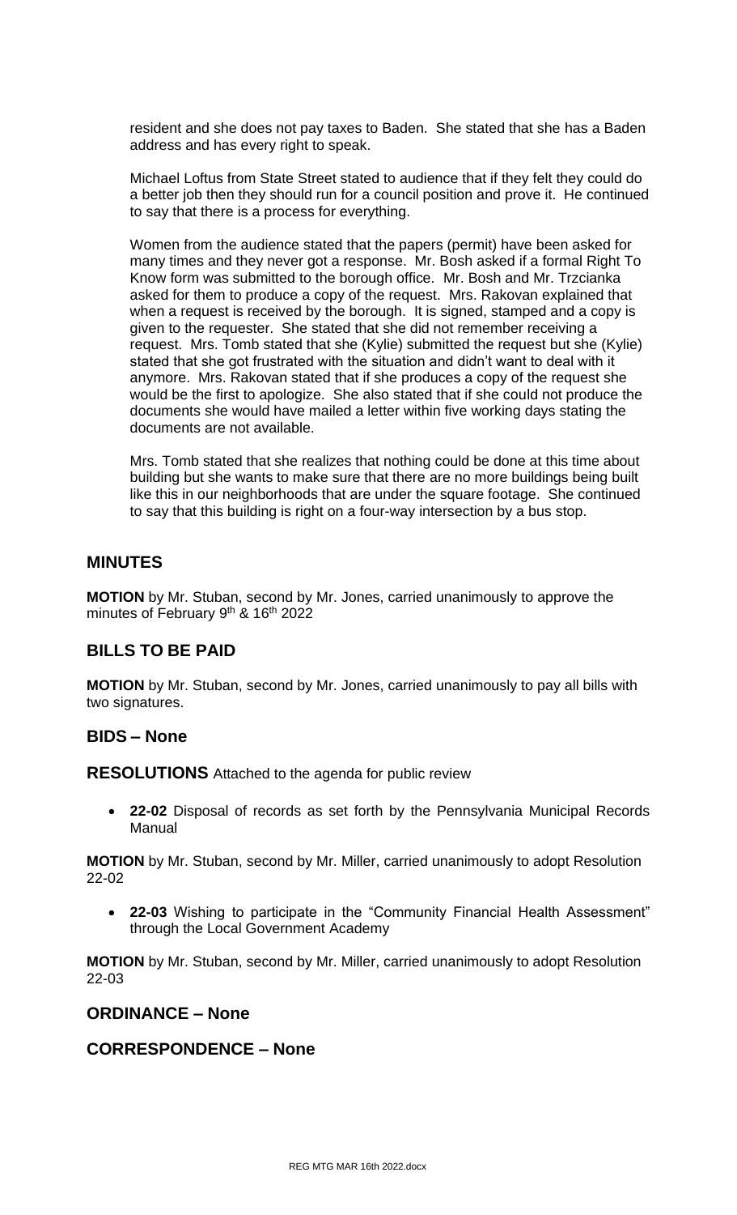resident and she does not pay taxes to Baden. She stated that she has a Baden address and has every right to speak.

Michael Loftus from State Street stated to audience that if they felt they could do a better job then they should run for a council position and prove it. He continued to say that there is a process for everything.

Women from the audience stated that the papers (permit) have been asked for many times and they never got a response. Mr. Bosh asked if a formal Right To Know form was submitted to the borough office. Mr. Bosh and Mr. Trzcianka asked for them to produce a copy of the request. Mrs. Rakovan explained that when a request is received by the borough. It is signed, stamped and a copy is given to the requester. She stated that she did not remember receiving a request. Mrs. Tomb stated that she (Kylie) submitted the request but she (Kylie) stated that she got frustrated with the situation and didn't want to deal with it anymore. Mrs. Rakovan stated that if she produces a copy of the request she would be the first to apologize. She also stated that if she could not produce the documents she would have mailed a letter within five working days stating the documents are not available.

Mrs. Tomb stated that she realizes that nothing could be done at this time about building but she wants to make sure that there are no more buildings being built like this in our neighborhoods that are under the square footage. She continued to say that this building is right on a four-way intersection by a bus stop.

## MINUTES

**MOTION** by Mr. Stuban, second by Mr. Jones, carried unanimously to approve the minutes of February 9th & 16th 2022

## BILLS TO BE PAID

**MOTION** by Mr. Stuban, second by Mr. Jones, carried unanimously to pay all bills with two signatures.

## BIDS – None

**RESOLUTIONS** Attached to the agenda for public review

- **22-02** Disposal of records as set forth by the Pennsylvania Municipal Records Manual

**MOTION** by Mr. Stuban, second by Mr. Miller, carried unanimously to adopt Resolution 22-02

- **22-03** Wishing to participate in the "Community Financial Health Assessment" through the Local Government Academy

**MOTION** by Mr. Stuban, second by Mr. Miller, carried unanimously to adopt Resolution 22-03

## ORDINANCE – None

## CORRESPONDENCE – None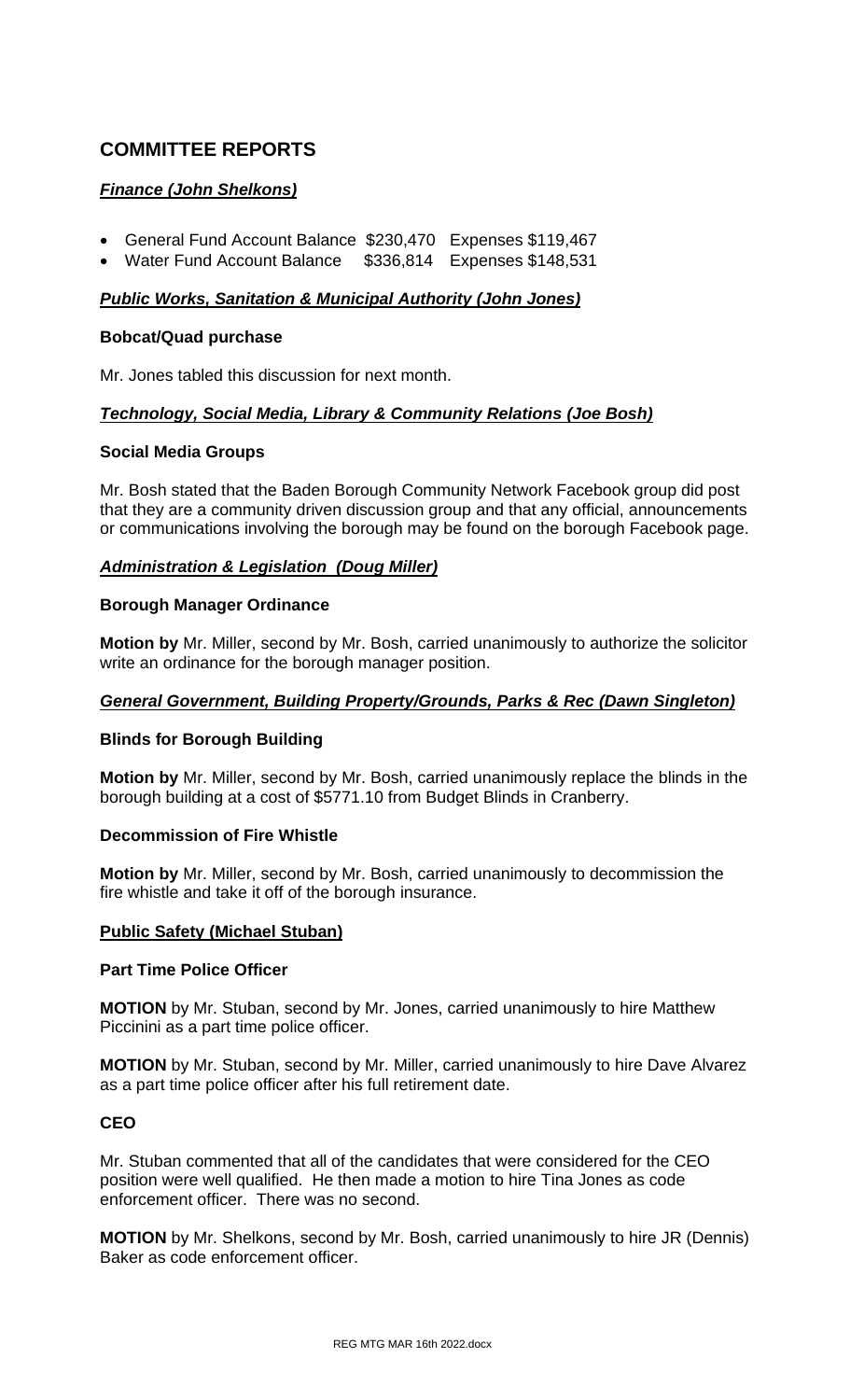## COMMITTEE REPORTS

### ***Finance (John Shelkons)***

- General Fund Account Balance $230,470 Expenses $119,467
- Water Fund Account Balance $336,814 Expenses $148,531

### ***Public Works, Sanitation & Municipal Authority (John Jones)***

**Bobcat/Quad purchase**

Mr. Jones tabled this discussion for next month.

### ***Technology, Social Media, Library & Community Relations (Joe Bosh)***

**Social Media Groups**

Mr. Bosh stated that the Baden Borough Community Network Facebook group did post that they are a community driven discussion group and that any official, announcements or communications involving the borough may be found on the borough Facebook page.

### ***Administration & Legislation (Doug Miller)***

**Borough Manager Ordinance**

**Motion by** Mr. Miller, second by Mr. Bosh, carried unanimously to authorize the solicitor write an ordinance for the borough manager position.

### ***General Government, Building Property/Grounds, Parks & Rec (Dawn Singleton)***

**Blinds for Borough Building**

**Motion by** Mr. Miller, second by Mr. Bosh, carried unanimously replace the blinds in the borough building at a cost of $5771.10 from Budget Blinds in Cranberry.

**Decommission of Fire Whistle**

**Motion by** Mr. Miller, second by Mr. Bosh, carried unanimously to decommission the fire whistle and take it off of the borough insurance.

### **Public Safety (Michael Stuban)**

**Part Time Police Officer**

**MOTION** by Mr. Stuban, second by Mr. Jones, carried unanimously to hire Matthew Piccinini as a part time police officer.

**MOTION** by Mr. Stuban, second by Mr. Miller, carried unanimously to hire Dave Alvarez as a part time police officer after his full retirement date.

**CEO**

Mr. Stuban commented that all of the candidates that were considered for the CEO position were well qualified. He then made a motion to hire Tina Jones as code enforcement officer. There was no second.

**MOTION** by Mr. Shelkons, second by Mr. Bosh, carried unanimously to hire JR (Dennis) Baker as code enforcement officer.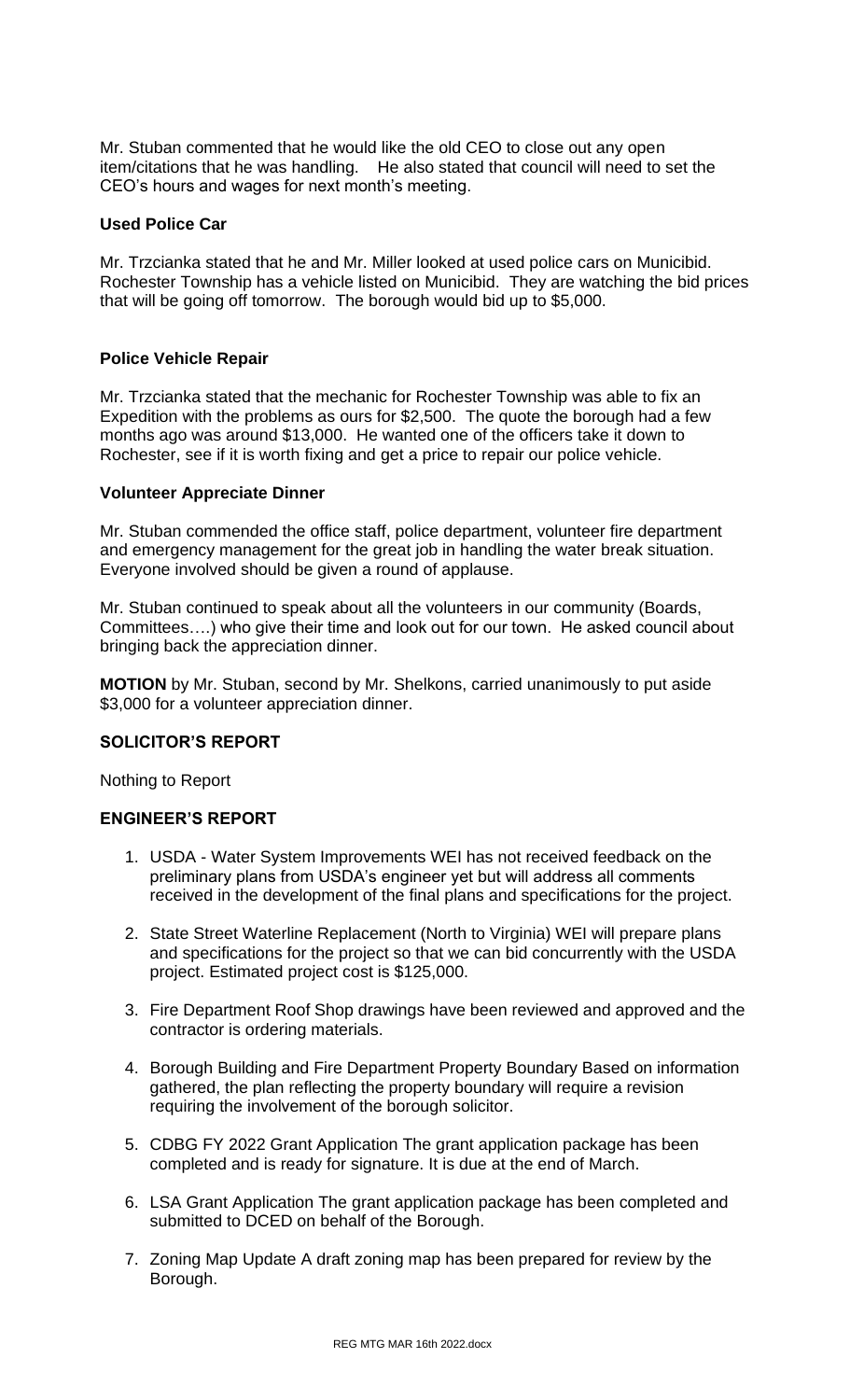Mr. Stuban commented that he would like the old CEO to close out any open item/citations that he was handling. He also stated that council will need to set the CEO's hours and wages for next month's meeting.

**Used Police Car**

Mr. Trzcianka stated that he and Mr. Miller looked at used police cars on Municibid. Rochester Township has a vehicle listed on Municibid. They are watching the bid prices that will be going off tomorrow. The borough would bid up to $5,000.

**Police Vehicle Repair**

Mr. Trzcianka stated that the mechanic for Rochester Township was able to fix an Expedition with the problems as ours for $2,500. The quote the borough had a few months ago was around $13,000. He wanted one of the officers take it down to Rochester, see if it is worth fixing and get a price to repair our police vehicle.

**Volunteer Appreciate Dinner**

Mr. Stuban commended the office staff, police department, volunteer fire department and emergency management for the great job in handling the water break situation. Everyone involved should be given a round of applause.

Mr. Stuban continued to speak about all the volunteers in our community (Boards, Committees….) who give their time and look out for our town. He asked council about bringing back the appreciation dinner.

**MOTION** by Mr. Stuban, second by Mr. Shelkons, carried unanimously to put aside $3,000 for a volunteer appreciation dinner.

**SOLICITOR'S REPORT**

Nothing to Report

**ENGINEER'S REPORT**

1. USDA - Water System Improvements WEI has not received feedback on the preliminary plans from USDA's engineer yet but will address all comments received in the development of the final plans and specifications for the project.
2. State Street Waterline Replacement (North to Virginia) WEI will prepare plans and specifications for the project so that we can bid concurrently with the USDA project. Estimated project cost is $125,000.
3. Fire Department Roof Shop drawings have been reviewed and approved and the contractor is ordering materials.
4. Borough Building and Fire Department Property Boundary Based on information gathered, the plan reflecting the property boundary will require a revision requiring the involvement of the borough solicitor.
5. CDBG FY 2022 Grant Application The grant application package has been completed and is ready for signature. It is due at the end of March.
6. LSA Grant Application The grant application package has been completed and submitted to DCED on behalf of the Borough.
7. Zoning Map Update A draft zoning map has been prepared for review by the Borough.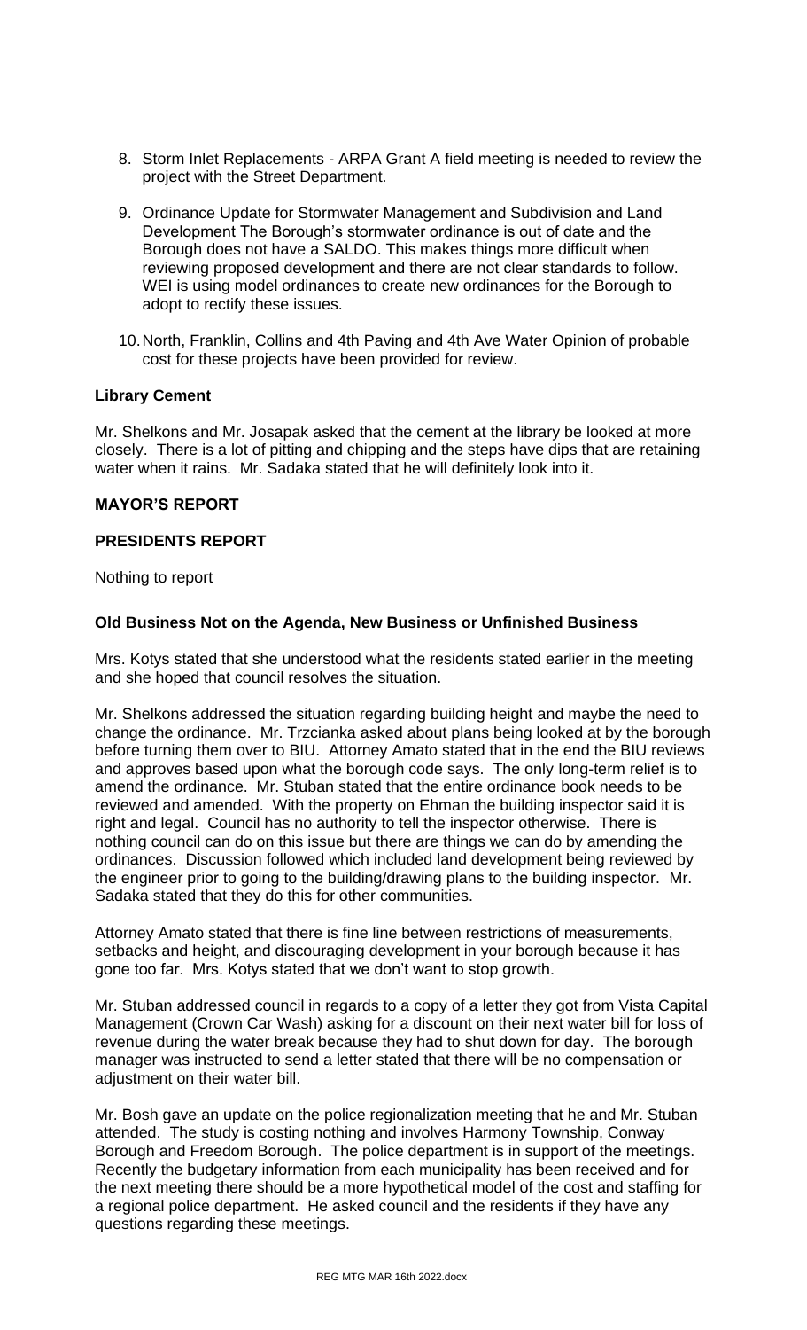8. Storm Inlet Replacements - ARPA Grant A field meeting is needed to review the project with the Street Department.

9. Ordinance Update for Stormwater Management and Subdivision and Land Development The Borough's stormwater ordinance is out of date and the Borough does not have a SALDO. This makes things more difficult when reviewing proposed development and there are not clear standards to follow. WEI is using model ordinances to create new ordinances for the Borough to adopt to rectify these issues.

10. North, Franklin, Collins and 4th Paving and 4th Ave Water Opinion of probable cost for these projects have been provided for review.

**Library Cement**

Mr. Shelkons and Mr. Josapak asked that the cement at the library be looked at more closely. There is a lot of pitting and chipping and the steps have dips that are retaining water when it rains. Mr. Sadaka stated that he will definitely look into it.

**MAYOR'S REPORT**

**PRESIDENTS REPORT**

Nothing to report

**Old Business Not on the Agenda, New Business or Unfinished Business**

Mrs. Kotys stated that she understood what the residents stated earlier in the meeting and she hoped that council resolves the situation.

Mr. Shelkons addressed the situation regarding building height and maybe the need to change the ordinance. Mr. Trzcianka asked about plans being looked at by the borough before turning them over to BIU. Attorney Amato stated that in the end the BIU reviews and approves based upon what the borough code says. The only long-term relief is to amend the ordinance. Mr. Stuban stated that the entire ordinance book needs to be reviewed and amended. With the property on Ehman the building inspector said it is right and legal. Council has no authority to tell the inspector otherwise. There is nothing council can do on this issue but there are things we can do by amending the ordinances. Discussion followed which included land development being reviewed by the engineer prior to going to the building/drawing plans to the building inspector. Mr. Sadaka stated that they do this for other communities.

Attorney Amato stated that there is fine line between restrictions of measurements, setbacks and height, and discouraging development in your borough because it has gone too far. Mrs. Kotys stated that we don't want to stop growth.

Mr. Stuban addressed council in regards to a copy of a letter they got from Vista Capital Management (Crown Car Wash) asking for a discount on their next water bill for loss of revenue during the water break because they had to shut down for day. The borough manager was instructed to send a letter stated that there will be no compensation or adjustment on their water bill.

Mr. Bosh gave an update on the police regionalization meeting that he and Mr. Stuban attended. The study is costing nothing and involves Harmony Township, Conway Borough and Freedom Borough. The police department is in support of the meetings. Recently the budgetary information from each municipality has been received and for the next meeting there should be a more hypothetical model of the cost and staffing for a regional police department. He asked council and the residents if they have any questions regarding these meetings.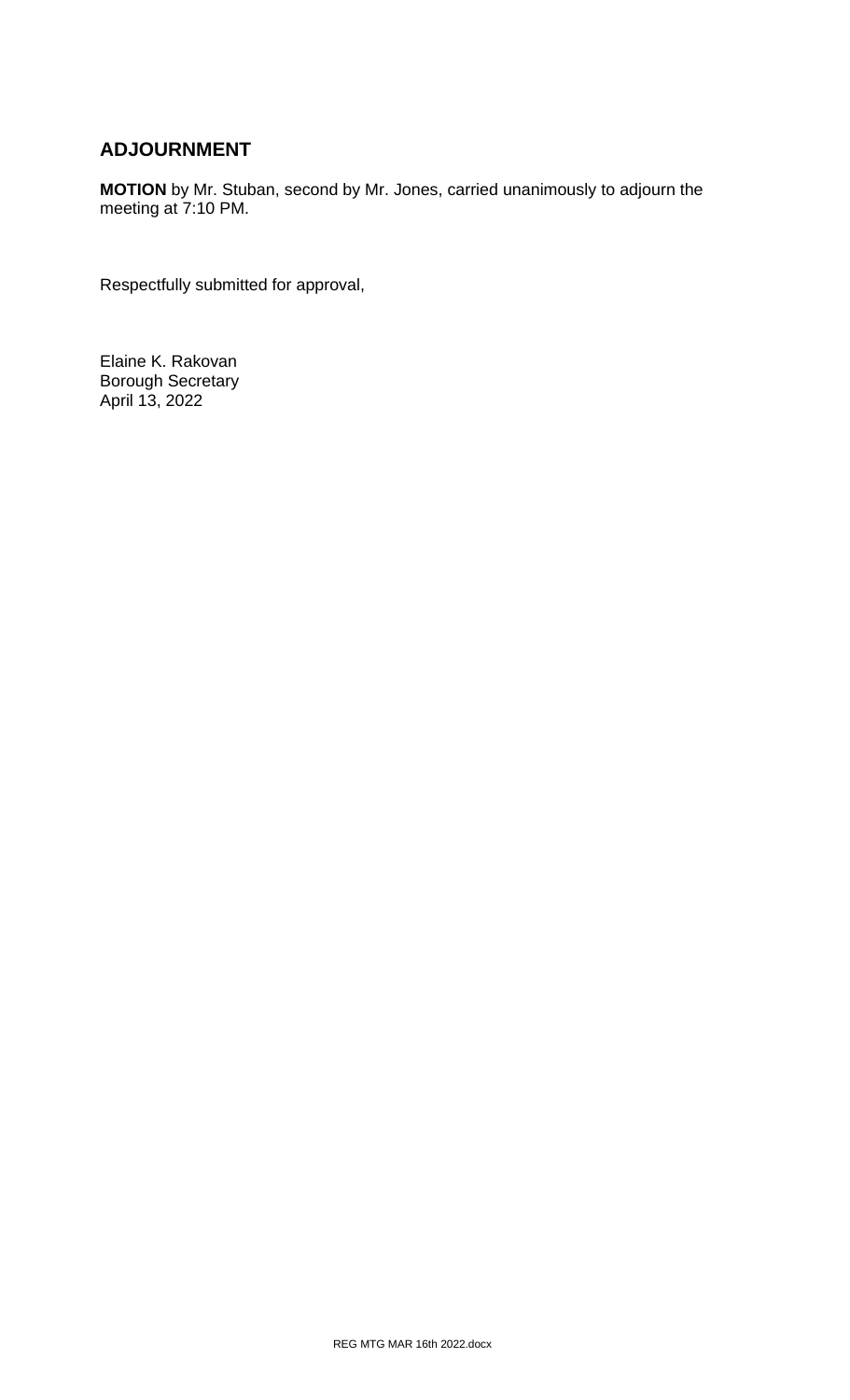## ADJOURNMENT

**MOTION** by Mr. Stuban, second by Mr. Jones, carried unanimously to adjourn the meeting at 7:10 PM.

Respectfully submitted for approval,

Elaine K. Rakovan
Borough Secretary
April 13, 2022